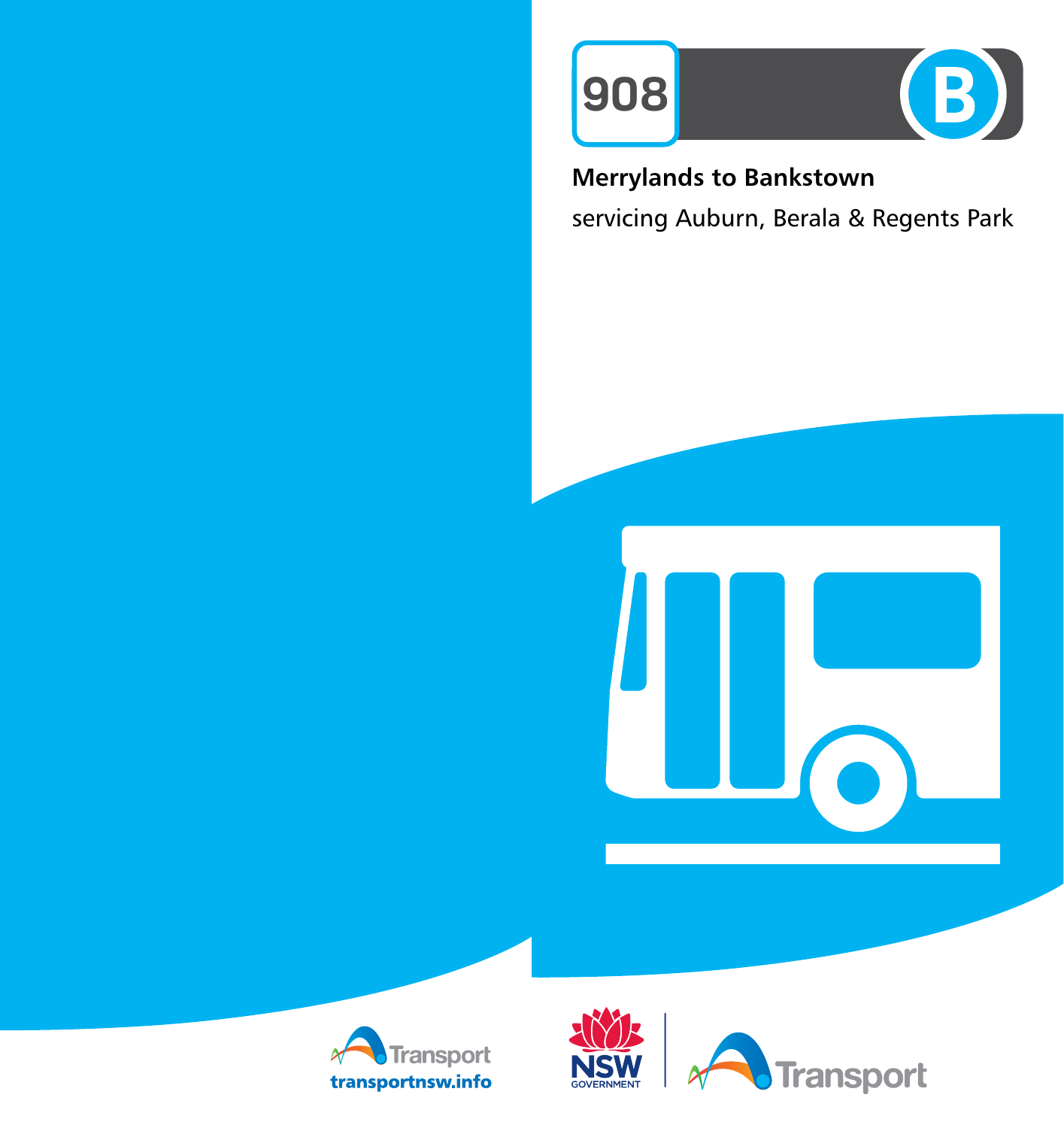# 908 B

**Merrylands to Bankstown**

servicing Auburn, Berala & Regents Park

Transport
transportnsw.info

NSW GOVERNMENT | Transport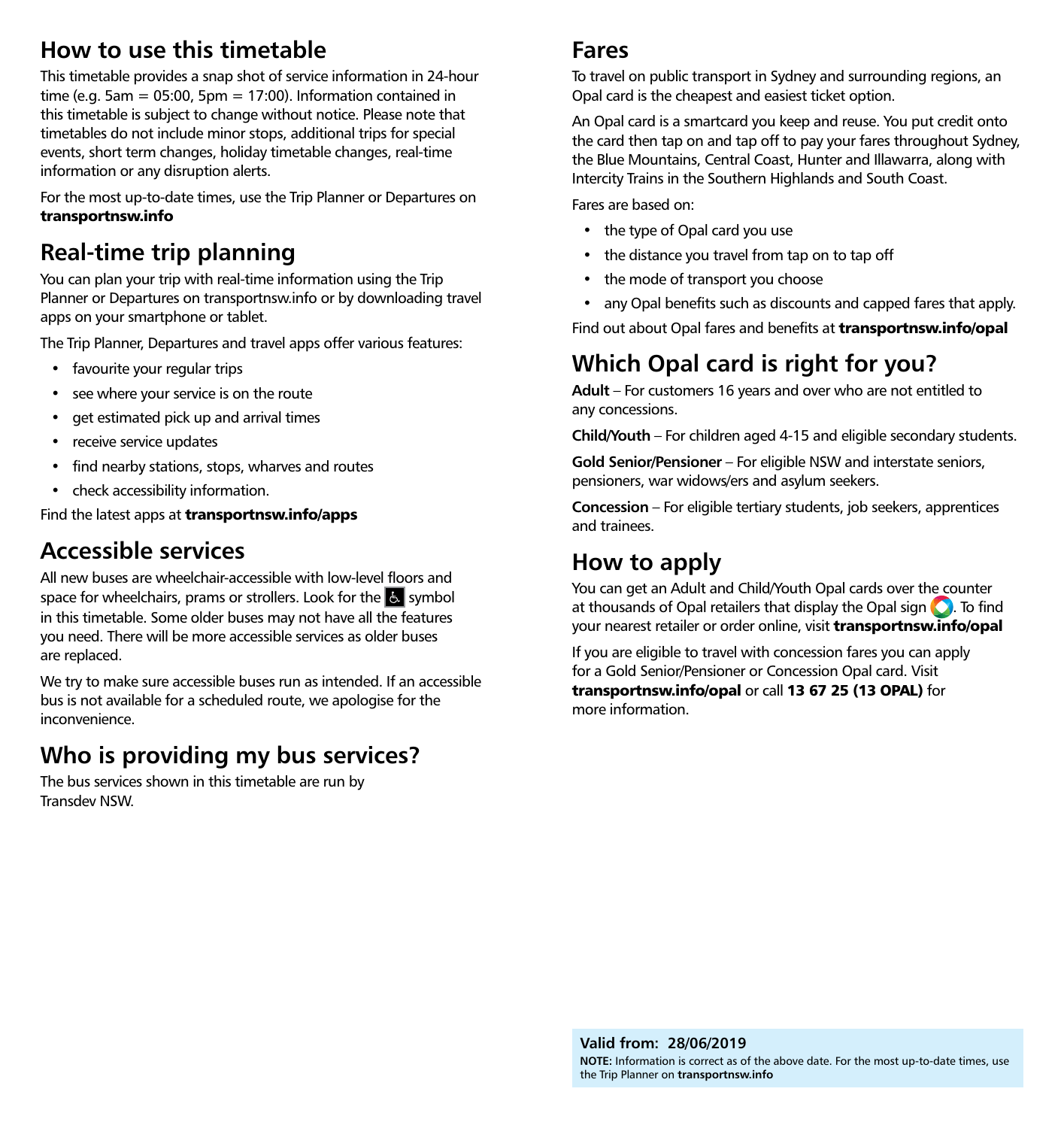## How to use this timetable

This timetable provides a snap shot of service information in 24-hour time (e.g. 5am = 05:00, 5pm = 17:00). Information contained in this timetable is subject to change without notice. Please note that timetables do not include minor stops, additional trips for special events, short term changes, holiday timetable changes, real-time information or any disruption alerts.

For the most up-to-date times, use the Trip Planner or Departures on **transportnsw.info**

## Real-time trip planning

You can plan your trip with real-time information using the Trip Planner or Departures on transportnsw.info or by downloading travel apps on your smartphone or tablet.

The Trip Planner, Departures and travel apps offer various features:

- favourite your regular trips
- see where your service is on the route
- get estimated pick up and arrival times
- receive service updates
- find nearby stations, stops, wharves and routes
- check accessibility information.

Find the latest apps at **transportnsw.info/apps**

## Accessible services

All new buses are wheelchair-accessible with low-level floors and space for wheelchairs, prams or strollers. Look for the ♿ symbol in this timetable. Some older buses may not have all the features you need. There will be more accessible services as older buses are replaced.

We try to make sure accessible buses run as intended. If an accessible bus is not available for a scheduled route, we apologise for the inconvenience.

## Who is providing my bus services?

The bus services shown in this timetable are run by Transdev NSW.

## Fares

To travel on public transport in Sydney and surrounding regions, an Opal card is the cheapest and easiest ticket option.

An Opal card is a smartcard you keep and reuse. You put credit onto the card then tap on and tap off to pay your fares throughout Sydney, the Blue Mountains, Central Coast, Hunter and Illawarra, along with Intercity Trains in the Southern Highlands and South Coast.

Fares are based on:

- the type of Opal card you use
- the distance you travel from tap on to tap off
- the mode of transport you choose
- any Opal benefits such as discounts and capped fares that apply.

Find out about Opal fares and benefits at **transportnsw.info/opal**

## Which Opal card is right for you?

**Adult** – For customers 16 years and over who are not entitled to any concessions.

**Child/Youth** – For children aged 4-15 and eligible secondary students.

**Gold Senior/Pensioner** – For eligible NSW and interstate seniors, pensioners, war widows/ers and asylum seekers.

**Concession** – For eligible tertiary students, job seekers, apprentices and trainees.

## How to apply

You can get an Adult and Child/Youth Opal cards over the counter at thousands of Opal retailers that display the Opal sign. To find your nearest retailer or order online, visit **transportnsw.info/opal**

If you are eligible to travel with concession fares you can apply for a Gold Senior/Pensioner or Concession Opal card. Visit **transportnsw.info/opal** or call **13 67 25 (13 OPAL)** for more information.

**Valid from: 28/06/2019**

**NOTE:** Information is correct as of the above date. For the most up-to-date times, use the Trip Planner on **transportnsw.info**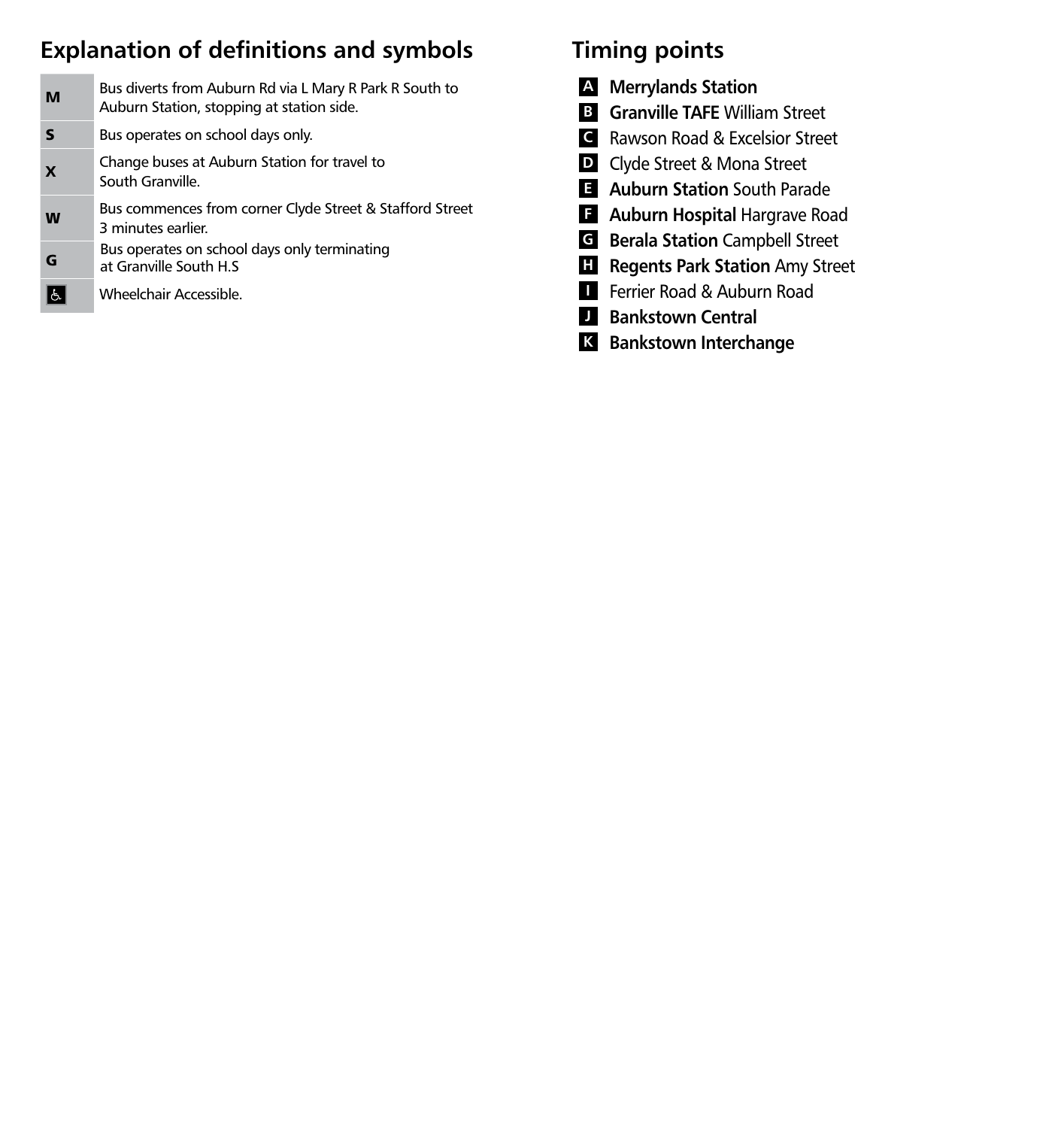## Explanation of definitions and symbols

| | |
|---|---|
| M | Bus diverts from Auburn Rd via L Mary R Park R South to Auburn Station, stopping at station side. |
| S | Bus operates on school days only. |
| X | Change buses at Auburn Station for travel to South Granville. |
| W | Bus commences from corner Clyde Street & Stafford Street 3 minutes earlier. |
| G | Bus operates on school days only terminating at Granville South H.S |
| ♿ | Wheelchair Accessible. |

## Timing points

- **A** **Merrylands Station**
- **B** **Granville TAFE** William Street
- **C** Rawson Road & Excelsior Street
- **D** Clyde Street & Mona Street
- **E** **Auburn Station** South Parade
- **F** **Auburn Hospital** Hargrave Road
- **G** **Berala Station** Campbell Street
- **H** **Regents Park Station** Amy Street
- **I** Ferrier Road & Auburn Road
- **J** **Bankstown Central**
- **K** **Bankstown Interchange**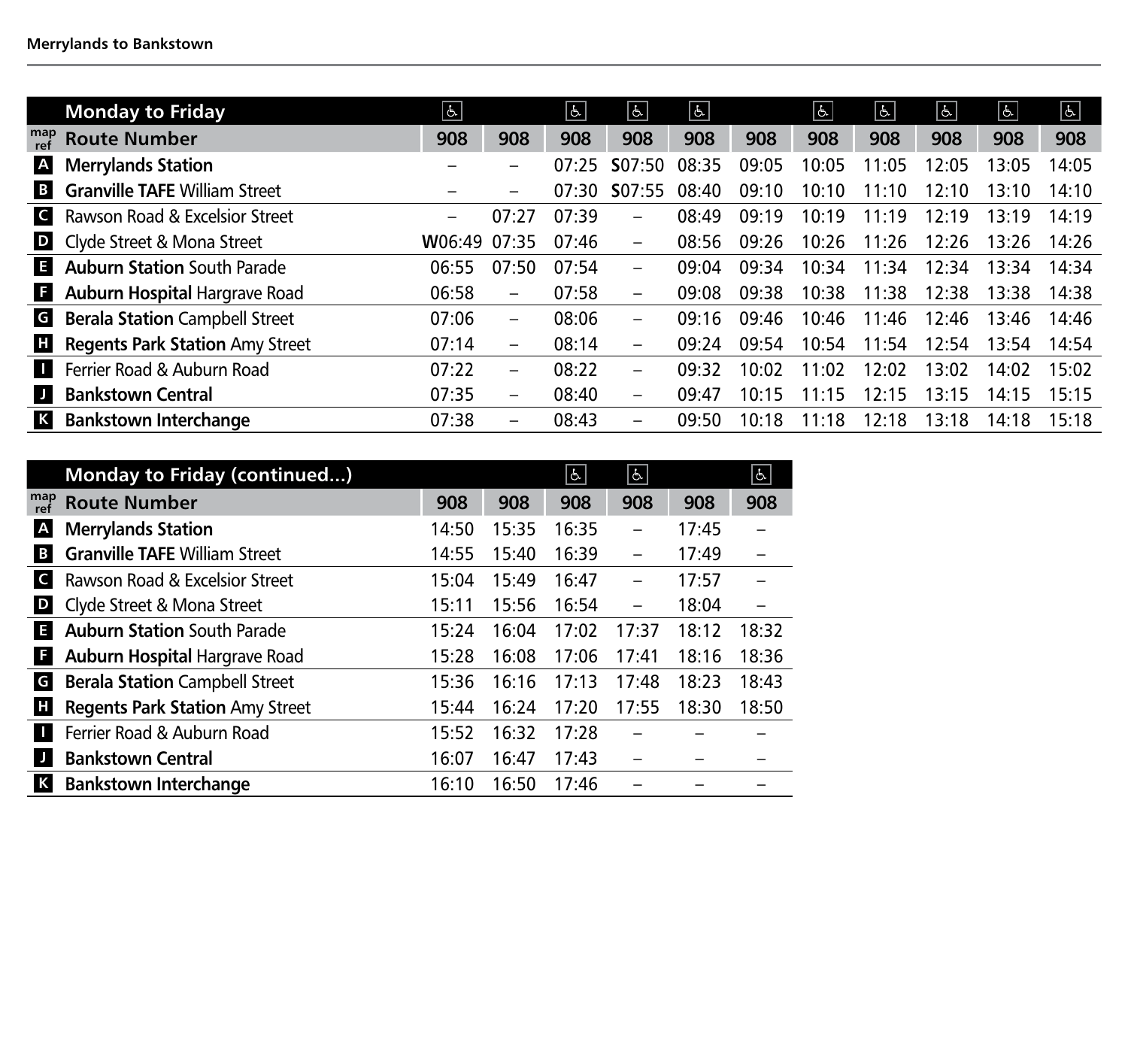**Merrylands to Bankstown**

| map ref | Monday to Friday | ♿ | | ♿ | ♿ | ♿ | | ♿ | ♿ | ♿ | ♿ | ♿ |
|---|---|---|---|---|---|---|---|---|---|---|---|---|
| | **Route Number** | **908** | **908** | **908** | **908** | **908** | **908** | **908** | **908** | **908** | **908** | **908** |
| A | **Merrylands Station** | – | – | 07:25 | **S**07:50 | 08:35 | 09:05 | 10:05 | 11:05 | 12:05 | 13:05 | 14:05 |
| B | **Granville TAFE** William Street | – | – | 07:30 | **S**07:55 | 08:40 | 09:10 | 10:10 | 11:10 | 12:10 | 13:10 | 14:10 |
| C | Rawson Road & Excelsior Street | – | 07:27 | 07:39 | – | 08:49 | 09:19 | 10:19 | 11:19 | 12:19 | 13:19 | 14:19 |
| D | Clyde Street & Mona Street | **W**06:49 | 07:35 | 07:46 | – | 08:56 | 09:26 | 10:26 | 11:26 | 12:26 | 13:26 | 14:26 |
| E | **Auburn Station** South Parade | 06:55 | 07:50 | 07:54 | – | 09:04 | 09:34 | 10:34 | 11:34 | 12:34 | 13:34 | 14:34 |
| F | **Auburn Hospital** Hargrave Road | 06:58 | – | 07:58 | – | 09:08 | 09:38 | 10:38 | 11:38 | 12:38 | 13:38 | 14:38 |
| G | **Berala Station** Campbell Street | 07:06 | – | 08:06 | – | 09:16 | 09:46 | 10:46 | 11:46 | 12:46 | 13:46 | 14:46 |
| H | **Regents Park Station** Amy Street | 07:14 | – | 08:14 | – | 09:24 | 09:54 | 10:54 | 11:54 | 12:54 | 13:54 | 14:54 |
| I | Ferrier Road & Auburn Road | 07:22 | – | 08:22 | – | 09:32 | 10:02 | 11:02 | 12:02 | 13:02 | 14:02 | 15:02 |
| J | **Bankstown Central** | 07:35 | – | 08:40 | – | 09:47 | 10:15 | 11:15 | 12:15 | 13:15 | 14:15 | 15:15 |
| K | **Bankstown Interchange** | 07:38 | – | 08:43 | – | 09:50 | 10:18 | 11:18 | 12:18 | 13:18 | 14:18 | 15:18 |

| map ref | Monday to Friday (continued...) | | | ♿ | ♿ | | ♿ |
|---|---|---|---|---|---|---|---|
| | **Route Number** | **908** | **908** | **908** | **908** | **908** | **908** |
| A | **Merrylands Station** | 14:50 | 15:35 | 16:35 | – | 17:45 | – |
| B | **Granville TAFE** William Street | 14:55 | 15:40 | 16:39 | – | 17:49 | – |
| C | Rawson Road & Excelsior Street | 15:04 | 15:49 | 16:47 | – | 17:57 | – |
| D | Clyde Street & Mona Street | 15:11 | 15:56 | 16:54 | – | 18:04 | – |
| E | **Auburn Station** South Parade | 15:24 | 16:04 | 17:02 | 17:37 | 18:12 | 18:32 |
| F | **Auburn Hospital** Hargrave Road | 15:28 | 16:08 | 17:06 | 17:41 | 18:16 | 18:36 |
| G | **Berala Station** Campbell Street | 15:36 | 16:16 | 17:13 | 17:48 | 18:23 | 18:43 |
| H | **Regents Park Station** Amy Street | 15:44 | 16:24 | 17:20 | 17:55 | 18:30 | 18:50 |
| I | Ferrier Road & Auburn Road | 15:52 | 16:32 | 17:28 | – | – | – |
| J | **Bankstown Central** | 16:07 | 16:47 | 17:43 | – | – | – |
| K | **Bankstown Interchange** | 16:10 | 16:50 | 17:46 | – | – | – |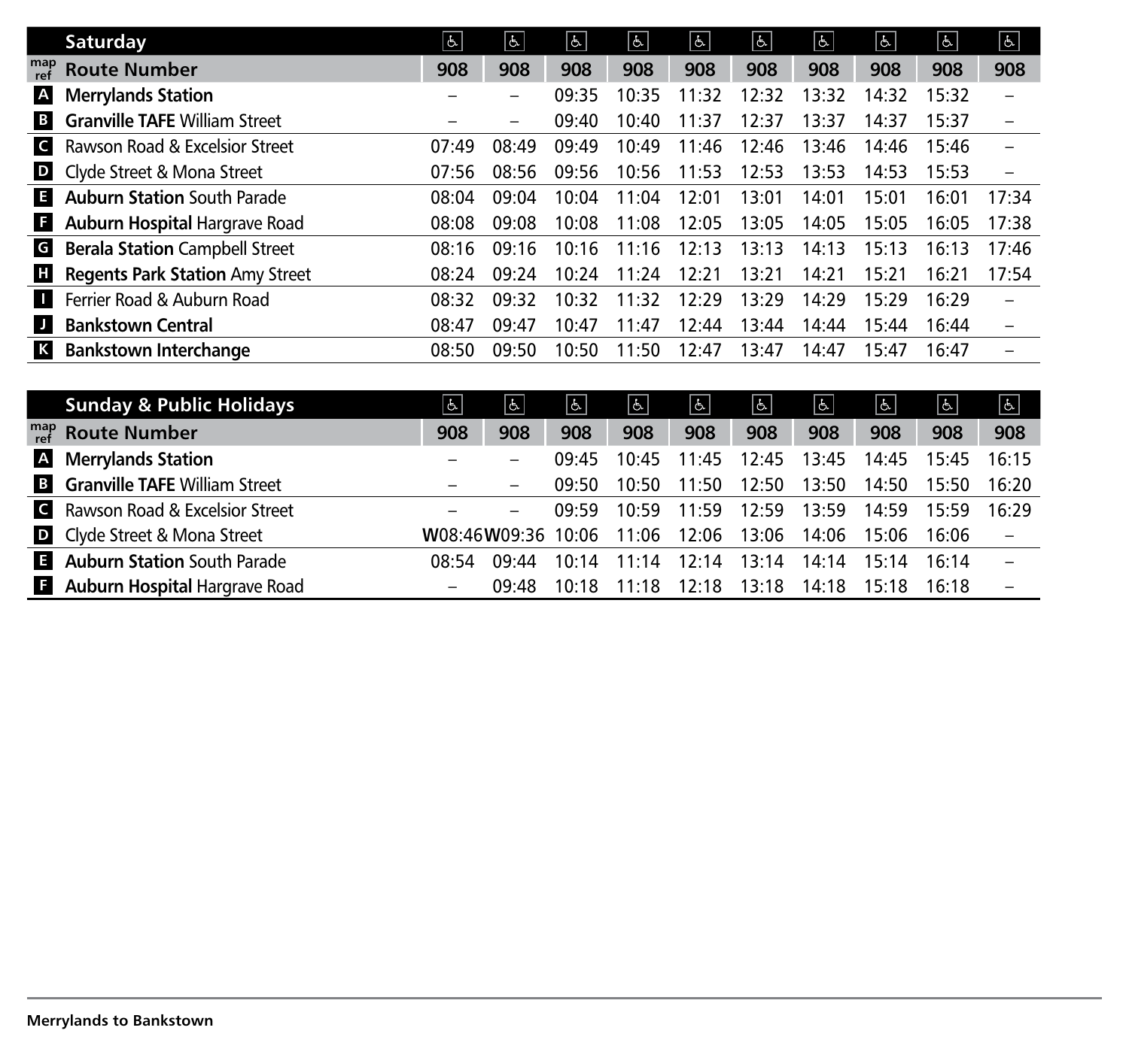## Saturday

| map ref | Route Number | 908 | 908 | 908 | 908 | 908 | 908 | 908 | 908 | 908 | 908 |
|---|---|---|---|---|---|---|---|---|---|---|---|
| | | ♿ | ♿ | ♿ | ♿ | ♿ | ♿ | ♿ | ♿ | ♿ | ♿ |
| A | **Merrylands Station** | – | – | 09:35 | 10:35 | 11:32 | 12:32 | 13:32 | 14:32 | 15:32 | – |
| B | **Granville TAFE** William Street | – | – | 09:40 | 10:40 | 11:37 | 12:37 | 13:37 | 14:37 | 15:37 | – |
| C | Rawson Road & Excelsior Street | 07:49 | 08:49 | 09:49 | 10:49 | 11:46 | 12:46 | 13:46 | 14:46 | 15:46 | – |
| D | Clyde Street & Mona Street | 07:56 | 08:56 | 09:56 | 10:56 | 11:53 | 12:53 | 13:53 | 14:53 | 15:53 | – |
| E | **Auburn Station** South Parade | 08:04 | 09:04 | 10:04 | 11:04 | 12:01 | 13:01 | 14:01 | 15:01 | 16:01 | 17:34 |
| F | **Auburn Hospital** Hargrave Road | 08:08 | 09:08 | 10:08 | 11:08 | 12:05 | 13:05 | 14:05 | 15:05 | 16:05 | 17:38 |
| G | **Berala Station** Campbell Street | 08:16 | 09:16 | 10:16 | 11:16 | 12:13 | 13:13 | 14:13 | 15:13 | 16:13 | 17:46 |
| H | **Regents Park Station** Amy Street | 08:24 | 09:24 | 10:24 | 11:24 | 12:21 | 13:21 | 14:21 | 15:21 | 16:21 | 17:54 |
| I | Ferrier Road & Auburn Road | 08:32 | 09:32 | 10:32 | 11:32 | 12:29 | 13:29 | 14:29 | 15:29 | 16:29 | – |
| J | **Bankstown Central** | 08:47 | 09:47 | 10:47 | 11:47 | 12:44 | 13:44 | 14:44 | 15:44 | 16:44 | – |
| K | **Bankstown Interchange** | 08:50 | 09:50 | 10:50 | 11:50 | 12:47 | 13:47 | 14:47 | 15:47 | 16:47 | – |

## Sunday & Public Holidays

| map ref | Route Number | 908 | 908 | 908 | 908 | 908 | 908 | 908 | 908 | 908 | 908 |
|---|---|---|---|---|---|---|---|---|---|---|---|
| | | ♿ | ♿ | ♿ | ♿ | ♿ | ♿ | ♿ | ♿ | ♿ | ♿ |
| A | **Merrylands Station** | – | – | 09:45 | 10:45 | 11:45 | 12:45 | 13:45 | 14:45 | 15:45 | 16:15 |
| B | **Granville TAFE** William Street | – | – | 09:50 | 10:50 | 11:50 | 12:50 | 13:50 | 14:50 | 15:50 | 16:20 |
| C | Rawson Road & Excelsior Street | – | – | 09:59 | 10:59 | 11:59 | 12:59 | 13:59 | 14:59 | 15:59 | 16:29 |
| D | Clyde Street & Mona Street | **W**08:46 | **W**09:36 | 10:06 | 11:06 | 12:06 | 13:06 | 14:06 | 15:06 | 16:06 | – |
| E | **Auburn Station** South Parade | 08:54 | 09:44 | 10:14 | 11:14 | 12:14 | 13:14 | 14:14 | 15:14 | 16:14 | – |
| F | **Auburn Hospital** Hargrave Road | – | 09:48 | 10:18 | 11:18 | 12:18 | 13:18 | 14:18 | 15:18 | 16:18 | – |

**Merrylands to Bankstown**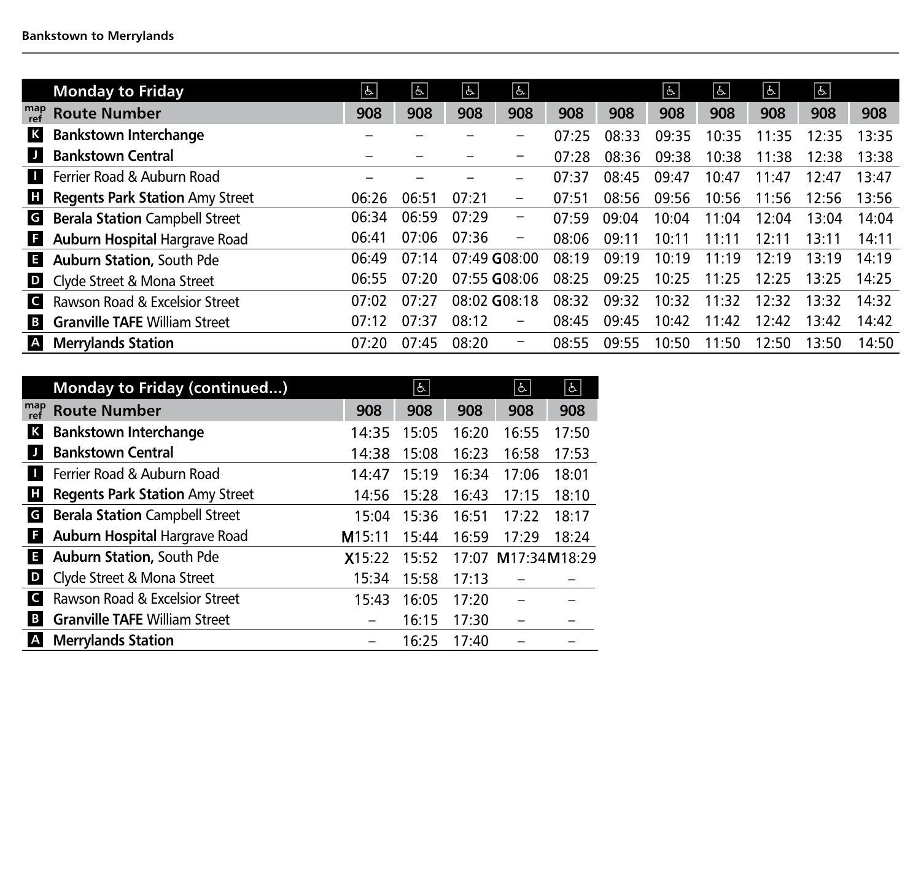**Bankstown to Merrylands**

| map ref | Monday to Friday | ♿ | ♿ | ♿ | ♿ | | | ♿ | ♿ | ♿ | ♿ | |
|---|---|---|---|---|---|---|---|---|---|---|---|---|
| | **Route Number** | **908** | **908** | **908** | **908** | **908** | **908** | **908** | **908** | **908** | **908** | **908** |
| K | **Bankstown Interchange** | – | – | – | – | 07:25 | 08:33 | 09:35 | 10:35 | 11:35 | 12:35 | 13:35 |
| J | **Bankstown Central** | – | – | – | – | 07:28 | 08:36 | 09:38 | 10:38 | 11:38 | 12:38 | 13:38 |
| I | Ferrier Road & Auburn Road | – | – | – | – | 07:37 | 08:45 | 09:47 | 10:47 | 11:47 | 12:47 | 13:47 |
| H | **Regents Park Station** Amy Street | 06:26 | 06:51 | 07:21 | – | 07:51 | 08:56 | 09:56 | 10:56 | 11:56 | 12:56 | 13:56 |
| G | **Berala Station** Campbell Street | 06:34 | 06:59 | 07:29 | – | 07:59 | 09:04 | 10:04 | 11:04 | 12:04 | 13:04 | 14:04 |
| F | **Auburn Hospital** Hargrave Road | 06:41 | 07:06 | 07:36 | – | 08:06 | 09:11 | 10:11 | 11:11 | 12:11 | 13:11 | 14:11 |
| E | **Auburn Station,** South Pde | 06:49 | 07:14 | 07:49 | **G**08:00 | 08:19 | 09:19 | 10:19 | 11:19 | 12:19 | 13:19 | 14:19 |
| D | Clyde Street & Mona Street | 06:55 | 07:20 | 07:55 | **G**08:06 | 08:25 | 09:25 | 10:25 | 11:25 | 12:25 | 13:25 | 14:25 |
| C | Rawson Road & Excelsior Street | 07:02 | 07:27 | 08:02 | **G**08:18 | 08:32 | 09:32 | 10:32 | 11:32 | 12:32 | 13:32 | 14:32 |
| B | **Granville TAFE** William Street | 07:12 | 07:37 | 08:12 | – | 08:45 | 09:45 | 10:42 | 11:42 | 12:42 | 13:42 | 14:42 |
| A | **Merrylands Station** | 07:20 | 07:45 | 08:20 | – | 08:55 | 09:55 | 10:50 | 11:50 | 12:50 | 13:50 | 14:50 |

| map ref | Monday to Friday (continued...) | | ♿ | | ♿ | ♿ |
|---|---|---|---|---|---|---|
| | **Route Number** | **908** | **908** | **908** | **908** | **908** |
| K | **Bankstown Interchange** | 14:35 | 15:05 | 16:20 | 16:55 | 17:50 |
| J | **Bankstown Central** | 14:38 | 15:08 | 16:23 | 16:58 | 17:53 |
| I | Ferrier Road & Auburn Road | 14:47 | 15:19 | 16:34 | 17:06 | 18:01 |
| H | **Regents Park Station** Amy Street | 14:56 | 15:28 | 16:43 | 17:15 | 18:10 |
| G | **Berala Station** Campbell Street | 15:04 | 15:36 | 16:51 | 17:22 | 18:17 |
| F | **Auburn Hospital** Hargrave Road | **M**15:11 | 15:44 | 16:59 | 17:29 | 18:24 |
| E | **Auburn Station,** South Pde | **X**15:22 | 15:52 | 17:07 | **M**17:34 | **M**18:29 |
| D | Clyde Street & Mona Street | 15:34 | 15:58 | 17:13 | – | – |
| C | Rawson Road & Excelsior Street | 15:43 | 16:05 | 17:20 | – | – |
| B | **Granville TAFE** William Street | – | 16:15 | 17:30 | – | – |
| A | **Merrylands Station** | – | 16:25 | 17:40 | – | – |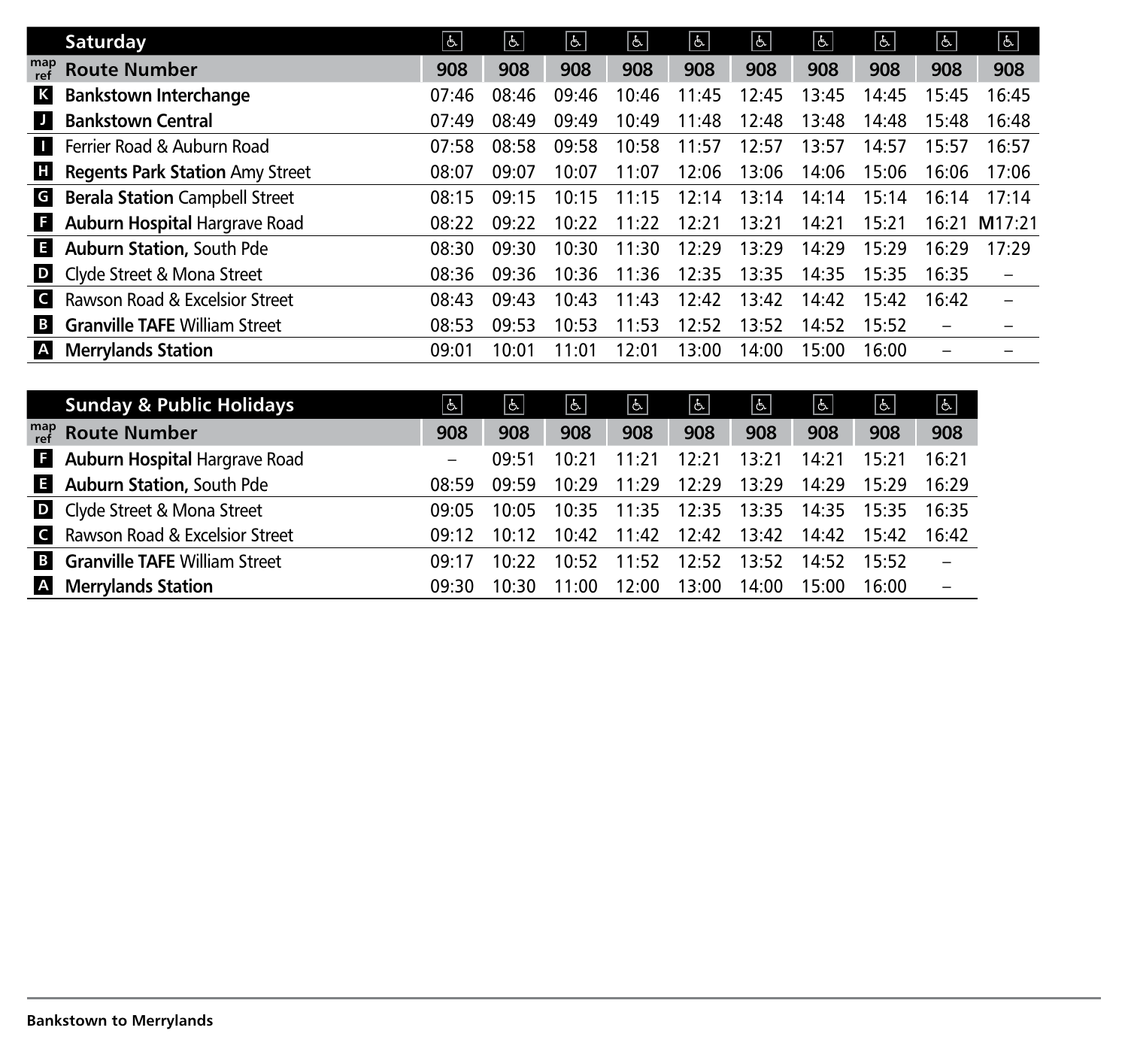| map ref | Saturday | ♿ | ♿ | ♿ | ♿ | ♿ | ♿ | ♿ | ♿ | ♿ | ♿ |
|---|---|---|---|---|---|---|---|---|---|---|---|
| | **Route Number** | **908** | **908** | **908** | **908** | **908** | **908** | **908** | **908** | **908** | **908** |
| K | **Bankstown Interchange** | 07:46 | 08:46 | 09:46 | 10:46 | 11:45 | 12:45 | 13:45 | 14:45 | 15:45 | 16:45 |
| J | **Bankstown Central** | 07:49 | 08:49 | 09:49 | 10:49 | 11:48 | 12:48 | 13:48 | 14:48 | 15:48 | 16:48 |
| I | Ferrier Road & Auburn Road | 07:58 | 08:58 | 09:58 | 10:58 | 11:57 | 12:57 | 13:57 | 14:57 | 15:57 | 16:57 |
| H | **Regents Park Station** Amy Street | 08:07 | 09:07 | 10:07 | 11:07 | 12:06 | 13:06 | 14:06 | 15:06 | 16:06 | 17:06 |
| G | **Berala Station** Campbell Street | 08:15 | 09:15 | 10:15 | 11:15 | 12:14 | 13:14 | 14:14 | 15:14 | 16:14 | 17:14 |
| F | **Auburn Hospital** Hargrave Road | 08:22 | 09:22 | 10:22 | 11:22 | 12:21 | 13:21 | 14:21 | 15:21 | 16:21 | **M**17:21 |
| E | **Auburn Station,** South Pde | 08:30 | 09:30 | 10:30 | 11:30 | 12:29 | 13:29 | 14:29 | 15:29 | 16:29 | 17:29 |
| D | Clyde Street & Mona Street | 08:36 | 09:36 | 10:36 | 11:36 | 12:35 | 13:35 | 14:35 | 15:35 | 16:35 | – |
| C | Rawson Road & Excelsior Street | 08:43 | 09:43 | 10:43 | 11:43 | 12:42 | 13:42 | 14:42 | 15:42 | 16:42 | – |
| B | **Granville TAFE** William Street | 08:53 | 09:53 | 10:53 | 11:53 | 12:52 | 13:52 | 14:52 | 15:52 | – | – |
| A | **Merrylands Station** | 09:01 | 10:01 | 11:01 | 12:01 | 13:00 | 14:00 | 15:00 | 16:00 | – | – |

| map ref | Sunday & Public Holidays | ♿ | ♿ | ♿ | ♿ | ♿ | ♿ | ♿ | ♿ | ♿ |
|---|---|---|---|---|---|---|---|---|---|---|
| | **Route Number** | **908** | **908** | **908** | **908** | **908** | **908** | **908** | **908** | **908** |
| F | **Auburn Hospital** Hargrave Road | – | 09:51 | 10:21 | 11:21 | 12:21 | 13:21 | 14:21 | 15:21 | 16:21 |
| E | **Auburn Station,** South Pde | 08:59 | 09:59 | 10:29 | 11:29 | 12:29 | 13:29 | 14:29 | 15:29 | 16:29 |
| D | Clyde Street & Mona Street | 09:05 | 10:05 | 10:35 | 11:35 | 12:35 | 13:35 | 14:35 | 15:35 | 16:35 |
| C | Rawson Road & Excelsior Street | 09:12 | 10:12 | 10:42 | 11:42 | 12:42 | 13:42 | 14:42 | 15:42 | 16:42 |
| B | **Granville TAFE** William Street | 09:17 | 10:22 | 10:52 | 11:52 | 12:52 | 13:52 | 14:52 | 15:52 | – |
| A | **Merrylands Station** | 09:30 | 10:30 | 11:00 | 12:00 | 13:00 | 14:00 | 15:00 | 16:00 | – |

**Bankstown to Merrylands**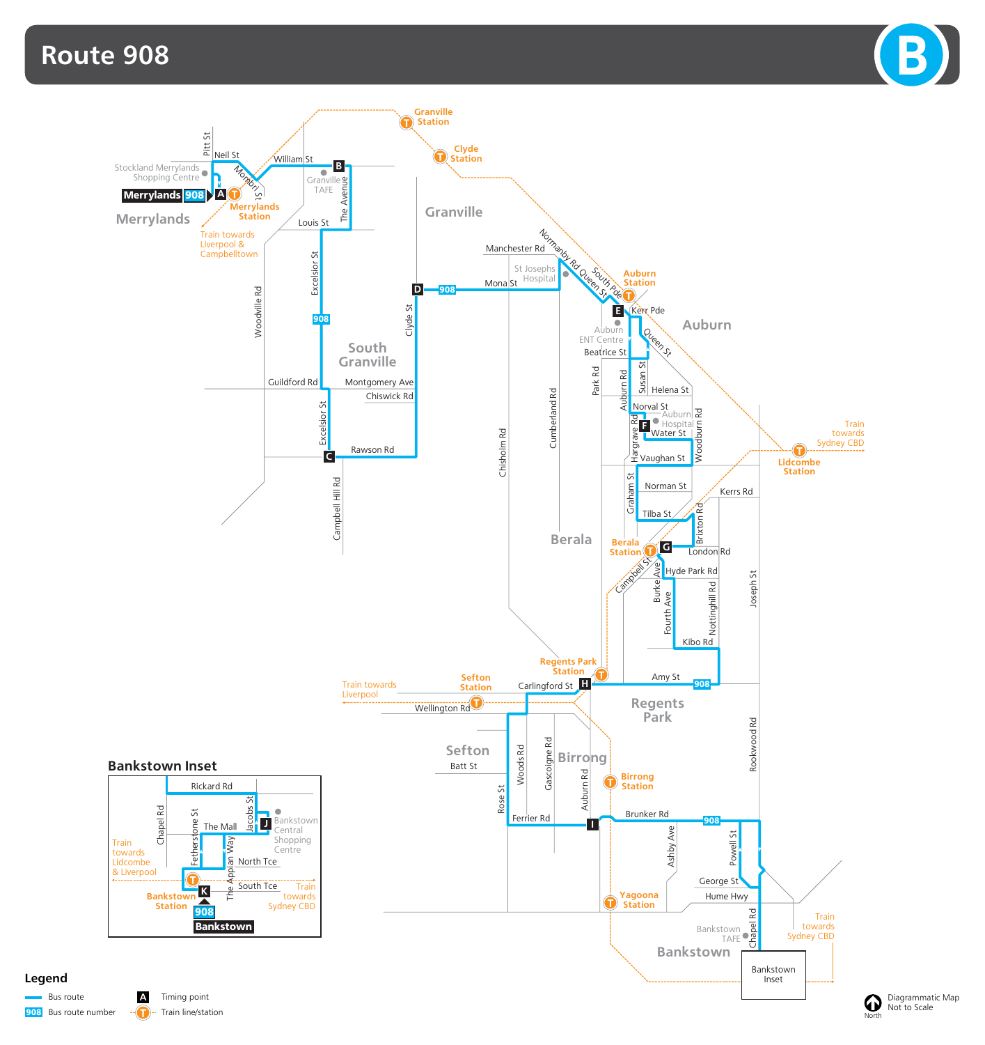# Route 908

B

Merrylands 908

Merrylands

Stockland Merrylands Shopping Centre

Merrylands Station

Train towards Liverpool & Campbelltown

Pitt St

Neil St

Mombri St

William St

Granville TAFE

The Avenue

Louis St

Woodville Rd

Excelsior St

908

Guildford Rd

Excelsior St

Campbell Hill Rd

Rawson Rd

Montgomery Ave

Chiswick Rd

Clyde St

South Granville

Granville

Granville Station

Clyde Station

Manchester Rd

Mona St

908

St Josephs Hospital

Normanby Rd

Queen St

South Pde

Auburn Station

Kerr Pde

Auburn

Queen St

Auburn ENT Centre

Beatrice St

Park Rd

Auburn Rd

Susan St

Helena St

Norval St

Auburn Hospital

Hargrave Rd

Water St

Woodburn Rd

Vaughan St

Graham St

Norman St

Tilba St

Brixton Rd

London Rd

Berala Station

Berala

Campbell St

Burke Ave

Hyde Park Rd

Fourth Ave

Nottinghill Rd

Kibo Rd

Kerrs Rd

Joseph St

Lidcombe Station

Train towards Sydney CBD

Cumberland Rd

Chisholm Rd

Regents Park Station

Amy St

908

Carlingford St

Regents Park

Sefton Station

Train towards Liverpool

Wellington Rd

Sefton

Batt St

Rose St

Woods Rd

Gascoigne Rd

Birrong

Auburn Rd

Birrong Station

Ferrier Rd

Brunker Rd

908

Ashby Ave

Powell St

George St

Hume Hwy

Yagoona Station

Rookwood Rd

Bankstown TAFE

Chapel Rd

Bankstown

Train towards Sydney CBD

Bankstown Inset

## Bankstown Inset

Rickard Rd

Chapel Rd

Jacobs St

Bankstown Central Shopping Centre

Fetherstone St

The Mall

The Appian Way

North Tce

South Tce

Train towards Lidcombe & Liverpool

Bankstown Station

Train towards Sydney CBD

908

Bankstown

## Legend

Bus route

908 Bus route number

A Timing point

Train line/station

North

Diagrammatic Map Not to Scale